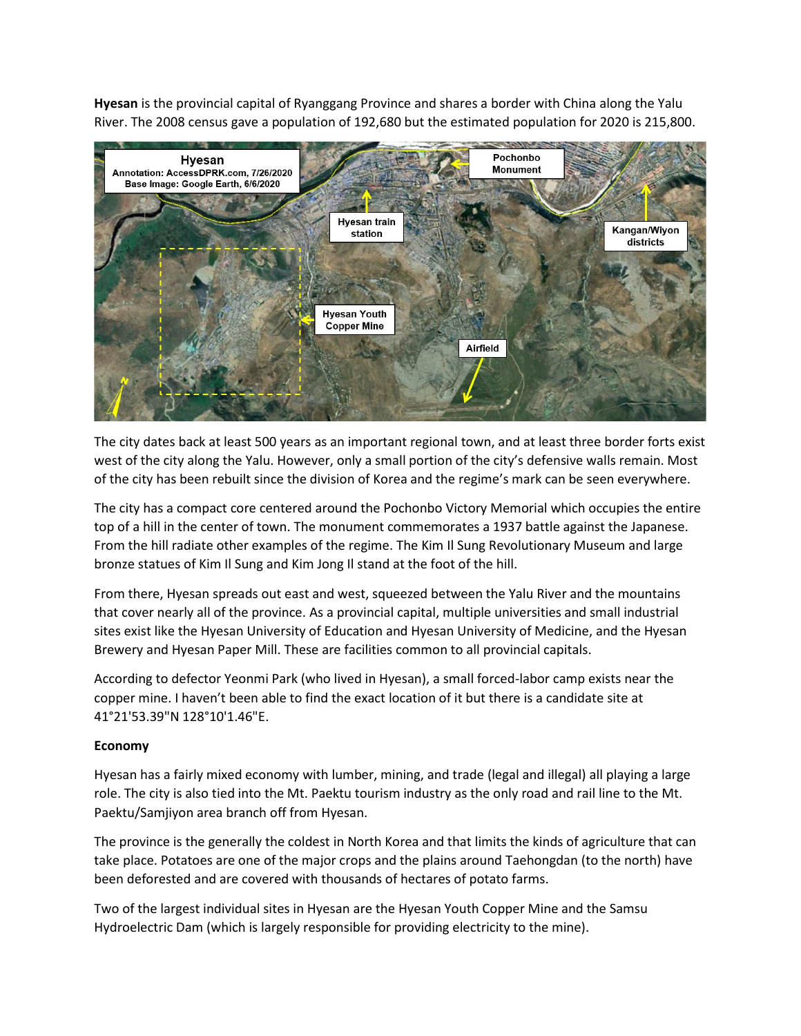**Hyesan** is the provincial capital of Ryanggang Province and shares a border with China along the Yalu River. The 2008 census gave a population of 192,680 but the estimated population for 2020 is 215,800.

The city dates back at least 500 years as an important regional town, and at least three border forts exist west of the city along the Yalu. However, only a small portion of the city's defensive walls remain. Most of the city has been rebuilt since the division of Korea and the regime's mark can be seen everywhere.

The city has a compact core centered around the Pochonbo Victory Memorial which occupies the entire top of a hill in the center of town. The monument commemorates a 1937 battle against the Japanese. From the hill radiate other examples of the regime. The Kim Il Sung Revolutionary Museum and large bronze statues of Kim Il Sung and Kim Jong Il stand at the foot of the hill.

From there, Hyesan spreads out east and west, squeezed between the Yalu River and the mountains that cover nearly all of the province. As a provincial capital, multiple universities and small industrial sites exist like the Hyesan University of Education and Hyesan University of Medicine, and the Hyesan Brewery and Hyesan Paper Mill. These are facilities common to all provincial capitals.

According to defector Yeonmi Park (who lived in Hyesan), a small forced-labor camp exists near the copper mine. I haven't been able to find the exact location of it but there is a candidate site at 41°21'53.39"N 128°10'1.46"E.

**Economy**

Hyesan has a fairly mixed economy with lumber, mining, and trade (legal and illegal) all playing a large role. The city is also tied into the Mt. Paektu tourism industry as the only road and rail line to the Mt. Paektu/Samjiyon area branch off from Hyesan.

The province is the generally the coldest in North Korea and that limits the kinds of agriculture that can take place. Potatoes are one of the major crops and the plains around Taehongdan (to the north) have been deforested and are covered with thousands of hectares of potato farms.

Two of the largest individual sites in Hyesan are the Hyesan Youth Copper Mine and the Samsu Hydroelectric Dam (which is largely responsible for providing electricity to the mine).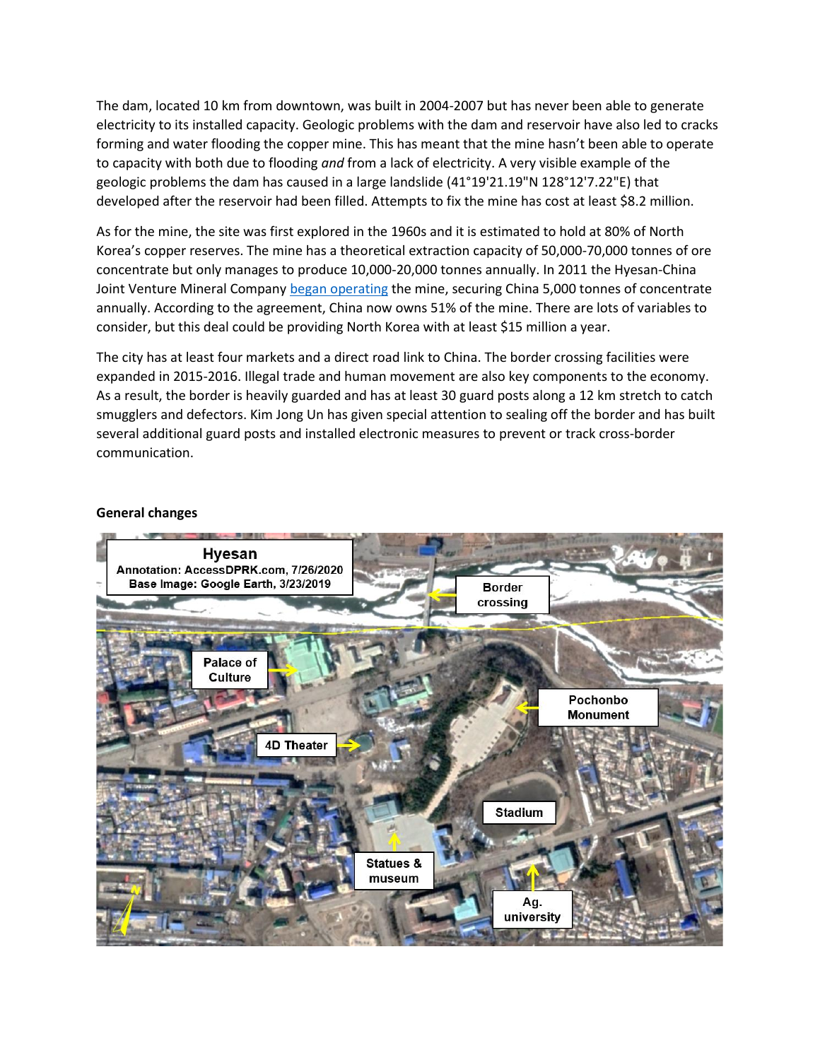The dam, located 10 km from downtown, was built in 2004-2007 but has never been able to generate electricity to its installed capacity. Geologic problems with the dam and reservoir have also led to cracks forming and water flooding the copper mine. This has meant that the mine hasn't been able to operate to capacity with both due to flooding *and* from a lack of electricity. A very visible example of the geologic problems the dam has caused in a large landslide (41°19'21.19"N 128°12'7.22"E) that developed after the reservoir had been filled. Attempts to fix the mine has cost at least $8.2 million.

As for the mine, the site was first explored in the 1960s and it is estimated to hold at 80% of North Korea's copper reserves. The mine has a theoretical extraction capacity of 50,000-70,000 tonnes of ore concentrate but only manages to produce 10,000-20,000 tonnes annually. In 2011 the Hyesan-China Joint Venture Mineral Company began operating the mine, securing China 5,000 tonnes of concentrate annually. According to the agreement, China now owns 51% of the mine. There are lots of variables to consider, but this deal could be providing North Korea with at least $15 million a year.

The city has at least four markets and a direct road link to China. The border crossing facilities were expanded in 2015-2016. Illegal trade and human movement are also key components to the economy. As a result, the border is heavily guarded and has at least 30 guard posts along a 12 km stretch to catch smugglers and defectors. Kim Jong Un has given special attention to sealing off the border and has built several additional guard posts and installed electronic measures to prevent or track cross-border communication.

**General changes**

Hyesan
Annotation: AccessDPRK.com, 7/26/2020
Base Image: Google Earth, 3/23/2019

Border crossing

Palace of Culture

Pochonbo Monument

4D Theater

Stadium

Statues & museum

Ag. university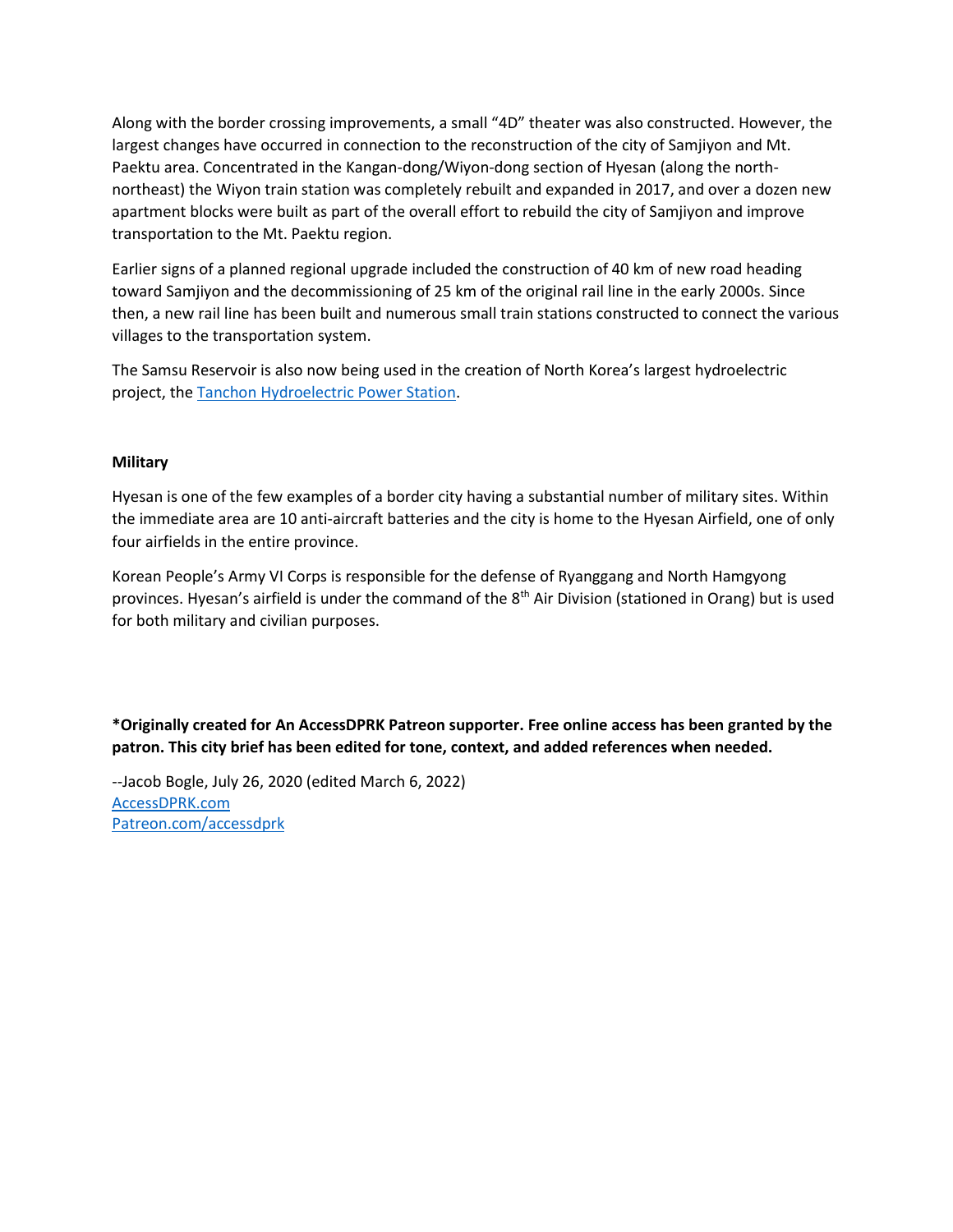Along with the border crossing improvements, a small "4D" theater was also constructed. However, the largest changes have occurred in connection to the reconstruction of the city of Samjiyon and Mt. Paektu area. Concentrated in the Kangan-dong/Wiyon-dong section of Hyesan (along the north-northeast) the Wiyon train station was completely rebuilt and expanded in 2017, and over a dozen new apartment blocks were built as part of the overall effort to rebuild the city of Samjiyon and improve transportation to the Mt. Paektu region.

Earlier signs of a planned regional upgrade included the construction of 40 km of new road heading toward Samjiyon and the decommissioning of 25 km of the original rail line in the early 2000s. Since then, a new rail line has been built and numerous small train stations constructed to connect the various villages to the transportation system.

The Samsu Reservoir is also now being used in the creation of North Korea's largest hydroelectric project, the [Tanchon Hydroelectric Power Station](#).

**Military**

Hyesan is one of the few examples of a border city having a substantial number of military sites. Within the immediate area are 10 anti-aircraft batteries and the city is home to the Hyesan Airfield, one of only four airfields in the entire province.

Korean People's Army VI Corps is responsible for the defense of Ryanggang and North Hamgyong provinces. Hyesan's airfield is under the command of the 8th Air Division (stationed in Orang) but is used for both military and civilian purposes.

**\*Originally created for An AccessDPRK Patreon supporter. Free online access has been granted by the patron. This city brief has been edited for tone, context, and added references when needed.**

--Jacob Bogle, July 26, 2020 (edited March 6, 2022)
[AccessDPRK.com](#)
[Patreon.com/accessdprk](#)